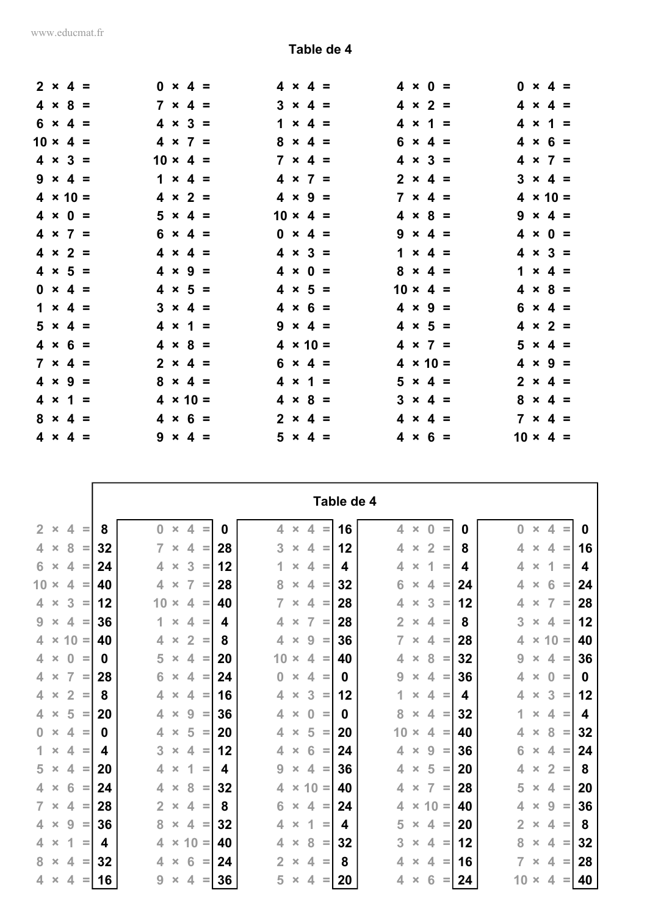## Table de 4

| | | | | |
|---|---|---|---|---|
| 2 × 4 = | 0 × 4 = | 4 × 4 = | 4 × 0 = | 0 × 4 = |
| 4 × 8 = | 7 × 4 = | 3 × 4 = | 4 × 2 = | 4 × 4 = |
| 6 × 4 = | 4 × 3 = | 1 × 4 = | 4 × 1 = | 4 × 1 = |
| 10 × 4 = | 4 × 7 = | 8 × 4 = | 6 × 4 = | 4 × 6 = |
| 4 × 3 = | 10 × 4 = | 7 × 4 = | 4 × 3 = | 4 × 7 = |
| 9 × 4 = | 1 × 4 = | 4 × 7 = | 2 × 4 = | 3 × 4 = |
| 4 × 10 = | 4 × 2 = | 4 × 9 = | 7 × 4 = | 4 × 10 = |
| 4 × 0 = | 5 × 4 = | 10 × 4 = | 4 × 8 = | 9 × 4 = |
| 4 × 7 = | 6 × 4 = | 0 × 4 = | 9 × 4 = | 4 × 0 = |
| 4 × 2 = | 4 × 4 = | 4 × 3 = | 1 × 4 = | 4 × 3 = |
| 4 × 5 = | 4 × 9 = | 4 × 0 = | 8 × 4 = | 1 × 4 = |
| 0 × 4 = | 4 × 5 = | 4 × 5 = | 10 × 4 = | 4 × 8 = |
| 1 × 4 = | 3 × 4 = | 4 × 6 = | 4 × 9 = | 6 × 4 = |
| 5 × 4 = | 4 × 1 = | 9 × 4 = | 4 × 5 = | 4 × 2 = |
| 4 × 6 = | 4 × 8 = | 4 × 10 = | 4 × 7 = | 5 × 4 = |
| 7 × 4 = | 2 × 4 = | 6 × 4 = | 4 × 10 = | 4 × 9 = |
| 4 × 9 = | 8 × 4 = | 4 × 1 = | 5 × 4 = | 2 × 4 = |
| 4 × 1 = | 4 × 10 = | 4 × 8 = | 3 × 4 = | 8 × 4 = |
| 8 × 4 = | 4 × 6 = | 2 × 4 = | 4 × 4 = | 7 × 4 = |
| 4 × 4 = | 9 × 4 = | 5 × 4 = | 4 × 6 = | 10 × 4 = |

## Table de 4

| | | | | | | | | | |
|---|---|---|---|---|---|---|---|---|---|
| 2 × 4 = | 8 | 0 × 4 = | 0 | 4 × 4 = | 16 | 4 × 0 = | 0 | 0 × 4 = | 0 |
| 4 × 8 = | 32 | 7 × 4 = | 28 | 3 × 4 = | 12 | 4 × 2 = | 8 | 4 × 4 = | 16 |
| 6 × 4 = | 24 | 4 × 3 = | 12 | 1 × 4 = | 4 | 4 × 1 = | 4 | 4 × 1 = | 4 |
| 10 × 4 = | 40 | 4 × 7 = | 28 | 8 × 4 = | 32 | 6 × 4 = | 24 | 4 × 6 = | 24 |
| 4 × 3 = | 12 | 10 × 4 = | 40 | 7 × 4 = | 28 | 4 × 3 = | 12 | 4 × 7 = | 28 |
| 9 × 4 = | 36 | 1 × 4 = | 4 | 4 × 7 = | 28 | 2 × 4 = | 8 | 3 × 4 = | 12 |
| 4 × 10 = | 40 | 4 × 2 = | 8 | 4 × 9 = | 36 | 7 × 4 = | 28 | 4 × 10 = | 40 |
| 4 × 0 = | 0 | 5 × 4 = | 20 | 10 × 4 = | 40 | 4 × 8 = | 32 | 9 × 4 = | 36 |
| 4 × 7 = | 28 | 6 × 4 = | 24 | 0 × 4 = | 0 | 9 × 4 = | 36 | 4 × 0 = | 0 |
| 4 × 2 = | 8 | 4 × 4 = | 16 | 4 × 3 = | 12 | 1 × 4 = | 4 | 4 × 3 = | 12 |
| 4 × 5 = | 20 | 4 × 9 = | 36 | 4 × 0 = | 0 | 8 × 4 = | 32 | 1 × 4 = | 4 |
| 0 × 4 = | 0 | 4 × 5 = | 20 | 4 × 5 = | 20 | 10 × 4 = | 40 | 4 × 8 = | 32 |
| 1 × 4 = | 4 | 3 × 4 = | 12 | 4 × 6 = | 24 | 4 × 9 = | 36 | 6 × 4 = | 24 |
| 5 × 4 = | 20 | 4 × 1 = | 4 | 9 × 4 = | 36 | 4 × 5 = | 20 | 4 × 2 = | 8 |
| 4 × 6 = | 24 | 4 × 8 = | 32 | 4 × 10 = | 40 | 4 × 7 = | 28 | 5 × 4 = | 20 |
| 7 × 4 = | 28 | 2 × 4 = | 8 | 6 × 4 = | 24 | 4 × 10 = | 40 | 4 × 9 = | 36 |
| 4 × 9 = | 36 | 8 × 4 = | 32 | 4 × 1 = | 4 | 5 × 4 = | 20 | 2 × 4 = | 8 |
| 4 × 1 = | 4 | 4 × 10 = | 40 | 4 × 8 = | 32 | 3 × 4 = | 12 | 8 × 4 = | 32 |
| 8 × 4 = | 32 | 4 × 6 = | 24 | 2 × 4 = | 8 | 4 × 4 = | 16 | 7 × 4 = | 28 |
| 4 × 4 = | 16 | 9 × 4 = | 36 | 5 × 4 = | 20 | 4 × 6 = | 24 | 10 × 4 = | 40 |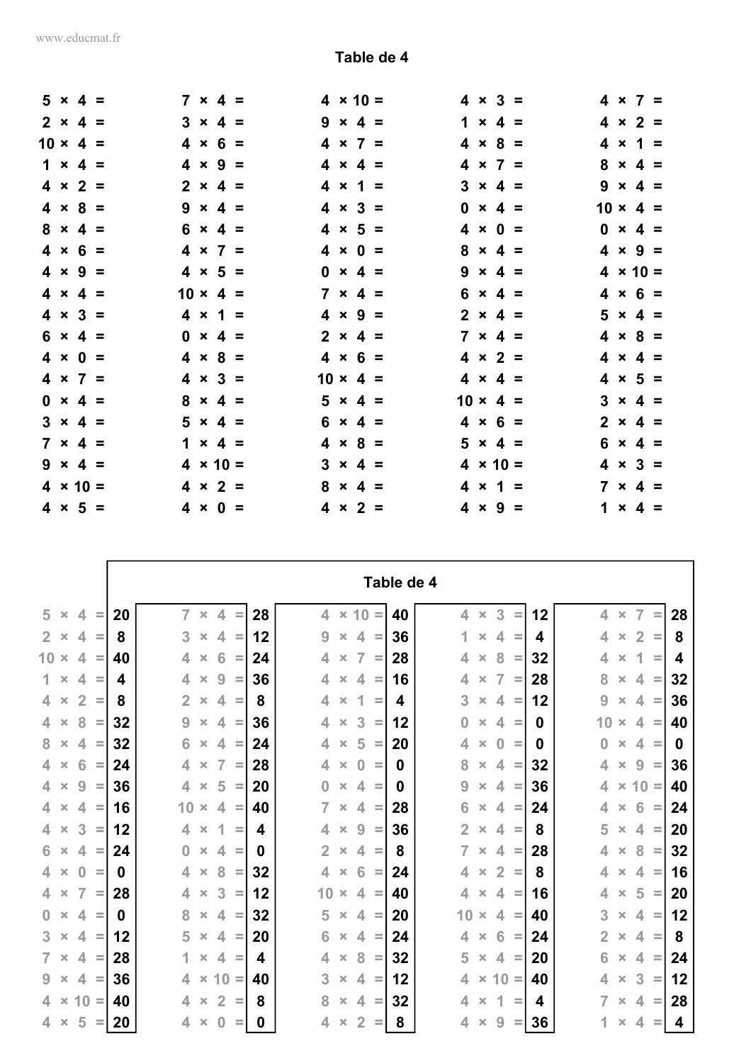## Table de 4

| | | | | |
|---|---|---|---|---|
| 5 × 4 = | 7 × 4 = | 4 × 10 = | 4 × 3 = | 4 × 7 = |
| 2 × 4 = | 3 × 4 = | 9 × 4 = | 1 × 4 = | 4 × 2 = |
| 10 × 4 = | 4 × 6 = | 4 × 7 = | 4 × 8 = | 4 × 1 = |
| 1 × 4 = | 4 × 9 = | 4 × 4 = | 4 × 7 = | 8 × 4 = |
| 4 × 2 = | 2 × 4 = | 4 × 1 = | 3 × 4 = | 9 × 4 = |
| 4 × 8 = | 9 × 4 = | 4 × 3 = | 0 × 4 = | 10 × 4 = |
| 8 × 4 = | 6 × 4 = | 4 × 5 = | 4 × 0 = | 0 × 4 = |
| 4 × 6 = | 4 × 7 = | 4 × 0 = | 8 × 4 = | 4 × 9 = |
| 4 × 9 = | 4 × 5 = | 0 × 4 = | 9 × 4 = | 4 × 10 = |
| 4 × 4 = | 10 × 4 = | 7 × 4 = | 6 × 4 = | 4 × 6 = |
| 4 × 3 = | 4 × 1 = | 4 × 9 = | 2 × 4 = | 5 × 4 = |
| 6 × 4 = | 0 × 4 = | 2 × 4 = | 7 × 4 = | 4 × 8 = |
| 4 × 0 = | 4 × 8 = | 4 × 6 = | 4 × 2 = | 4 × 4 = |
| 4 × 7 = | 4 × 3 = | 10 × 4 = | 4 × 4 = | 4 × 5 = |
| 0 × 4 = | 8 × 4 = | 5 × 4 = | 10 × 4 = | 3 × 4 = |
| 3 × 4 = | 5 × 4 = | 6 × 4 = | 4 × 6 = | 2 × 4 = |
| 7 × 4 = | 1 × 4 = | 4 × 8 = | 5 × 4 = | 6 × 4 = |
| 9 × 4 = | 4 × 10 = | 3 × 4 = | 4 × 10 = | 4 × 3 = |
| 4 × 10 = | 4 × 2 = | 8 × 4 = | 4 × 1 = | 7 × 4 = |
| 4 × 5 = | 4 × 0 = | 4 × 2 = | 4 × 9 = | 1 × 4 = |

## Table de 4

| | | | | | | | | | |
|---|---|---|---|---|---|---|---|---|---|
| 5 × 4 = | 20 | 7 × 4 = | 28 | 4 × 10 = | 40 | 4 × 3 = | 12 | 4 × 7 = | 28 |
| 2 × 4 = | 8 | 3 × 4 = | 12 | 9 × 4 = | 36 | 1 × 4 = | 4 | 4 × 2 = | 8 |
| 10 × 4 = | 40 | 4 × 6 = | 24 | 4 × 7 = | 28 | 4 × 8 = | 32 | 4 × 1 = | 4 |
| 1 × 4 = | 4 | 4 × 9 = | 36 | 4 × 4 = | 16 | 4 × 7 = | 28 | 8 × 4 = | 32 |
| 4 × 2 = | 8 | 2 × 4 = | 8 | 4 × 1 = | 4 | 3 × 4 = | 12 | 9 × 4 = | 36 |
| 4 × 8 = | 32 | 9 × 4 = | 36 | 4 × 3 = | 12 | 0 × 4 = | 0 | 10 × 4 = | 40 |
| 8 × 4 = | 32 | 6 × 4 = | 24 | 4 × 5 = | 20 | 4 × 0 = | 0 | 0 × 4 = | 0 |
| 4 × 6 = | 24 | 4 × 7 = | 28 | 4 × 0 = | 0 | 8 × 4 = | 32 | 4 × 9 = | 36 |
| 4 × 9 = | 36 | 4 × 5 = | 20 | 0 × 4 = | 0 | 9 × 4 = | 36 | 4 × 10 = | 40 |
| 4 × 4 = | 16 | 10 × 4 = | 40 | 7 × 4 = | 28 | 6 × 4 = | 24 | 4 × 6 = | 24 |
| 4 × 3 = | 12 | 4 × 1 = | 4 | 4 × 9 = | 36 | 2 × 4 = | 8 | 5 × 4 = | 20 |
| 6 × 4 = | 24 | 0 × 4 = | 0 | 2 × 4 = | 8 | 7 × 4 = | 28 | 4 × 8 = | 32 |
| 4 × 0 = | 0 | 4 × 8 = | 32 | 4 × 6 = | 24 | 4 × 2 = | 8 | 4 × 4 = | 16 |
| 4 × 7 = | 28 | 4 × 3 = | 12 | 10 × 4 = | 40 | 4 × 4 = | 16 | 4 × 5 = | 20 |
| 0 × 4 = | 0 | 8 × 4 = | 32 | 5 × 4 = | 20 | 10 × 4 = | 40 | 3 × 4 = | 12 |
| 3 × 4 = | 12 | 5 × 4 = | 20 | 6 × 4 = | 24 | 4 × 6 = | 24 | 2 × 4 = | 8 |
| 7 × 4 = | 28 | 1 × 4 = | 4 | 4 × 8 = | 32 | 5 × 4 = | 20 | 6 × 4 = | 24 |
| 9 × 4 = | 36 | 4 × 10 = | 40 | 3 × 4 = | 12 | 4 × 10 = | 40 | 4 × 3 = | 12 |
| 4 × 10 = | 40 | 4 × 2 = | 8 | 8 × 4 = | 32 | 4 × 1 = | 4 | 7 × 4 = | 28 |
| 4 × 5 = | 20 | 4 × 0 = | 0 | 4 × 2 = | 8 | 4 × 9 = | 36 | 1 × 4 = | 4 |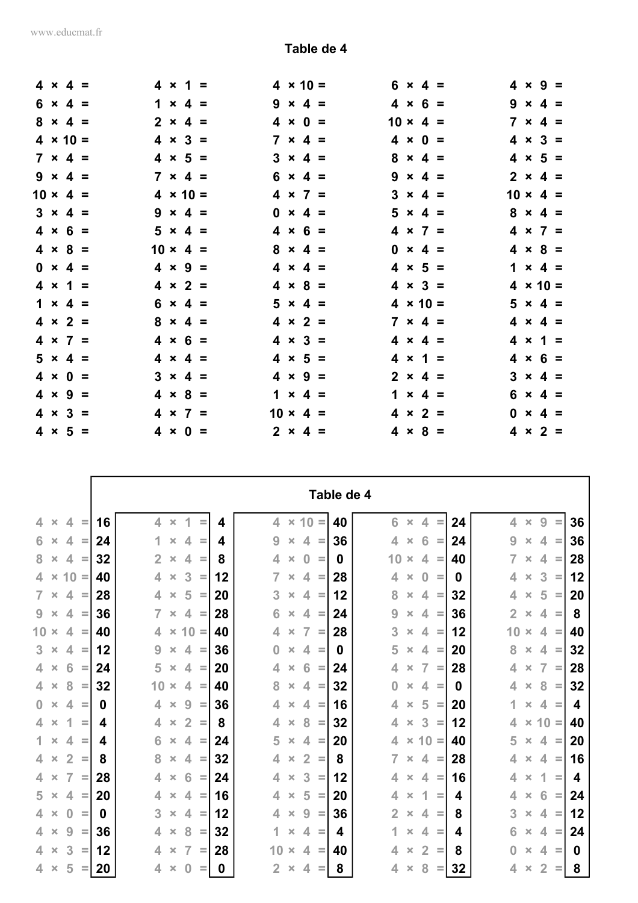## Table de 4

| | | | | |
|---|---|---|---|---|
| 4 × 4 = | 4 × 1 = | 4 × 10 = | 6 × 4 = | 4 × 9 = |
| 6 × 4 = | 1 × 4 = | 9 × 4 = | 4 × 6 = | 9 × 4 = |
| 8 × 4 = | 2 × 4 = | 4 × 0 = | 10 × 4 = | 7 × 4 = |
| 4 × 10 = | 4 × 3 = | 7 × 4 = | 4 × 0 = | 4 × 3 = |
| 7 × 4 = | 4 × 5 = | 3 × 4 = | 8 × 4 = | 4 × 5 = |
| 9 × 4 = | 7 × 4 = | 6 × 4 = | 9 × 4 = | 2 × 4 = |
| 10 × 4 = | 4 × 10 = | 4 × 7 = | 3 × 4 = | 10 × 4 = |
| 3 × 4 = | 9 × 4 = | 0 × 4 = | 5 × 4 = | 8 × 4 = |
| 4 × 6 = | 5 × 4 = | 4 × 6 = | 4 × 7 = | 4 × 7 = |
| 4 × 8 = | 10 × 4 = | 8 × 4 = | 0 × 4 = | 4 × 8 = |
| 0 × 4 = | 4 × 9 = | 4 × 4 = | 4 × 5 = | 1 × 4 = |
| 4 × 1 = | 4 × 2 = | 4 × 8 = | 4 × 3 = | 4 × 10 = |
| 1 × 4 = | 6 × 4 = | 5 × 4 = | 4 × 10 = | 5 × 4 = |
| 4 × 2 = | 8 × 4 = | 4 × 2 = | 7 × 4 = | 4 × 4 = |
| 4 × 7 = | 4 × 6 = | 4 × 3 = | 4 × 4 = | 4 × 1 = |
| 5 × 4 = | 4 × 4 = | 4 × 5 = | 4 × 1 = | 4 × 6 = |
| 4 × 0 = | 3 × 4 = | 4 × 9 = | 2 × 4 = | 3 × 4 = |
| 4 × 9 = | 4 × 8 = | 1 × 4 = | 1 × 4 = | 6 × 4 = |
| 4 × 3 = | 4 × 7 = | 10 × 4 = | 4 × 2 = | 0 × 4 = |
| 4 × 5 = | 4 × 0 = | 2 × 4 = | 4 × 8 = | 4 × 2 = |

## Table de 4

| | | | | | | | | | |
|---|---|---|---|---|---|---|---|---|---|
| 4 × 4 = | 16 | 4 × 1 = | 4 | 4 × 10 = | 40 | 6 × 4 = | 24 | 4 × 9 = | 36 |
| 6 × 4 = | 24 | 1 × 4 = | 4 | 9 × 4 = | 36 | 4 × 6 = | 24 | 9 × 4 = | 36 |
| 8 × 4 = | 32 | 2 × 4 = | 8 | 4 × 0 = | 0 | 10 × 4 = | 40 | 7 × 4 = | 28 |
| 4 × 10 = | 40 | 4 × 3 = | 12 | 7 × 4 = | 28 | 4 × 0 = | 0 | 4 × 3 = | 12 |
| 7 × 4 = | 28 | 4 × 5 = | 20 | 3 × 4 = | 12 | 8 × 4 = | 32 | 4 × 5 = | 20 |
| 9 × 4 = | 36 | 7 × 4 = | 28 | 6 × 4 = | 24 | 9 × 4 = | 36 | 2 × 4 = | 8 |
| 10 × 4 = | 40 | 4 × 10 = | 40 | 4 × 7 = | 28 | 3 × 4 = | 12 | 10 × 4 = | 40 |
| 3 × 4 = | 12 | 9 × 4 = | 36 | 0 × 4 = | 0 | 5 × 4 = | 20 | 8 × 4 = | 32 |
| 4 × 6 = | 24 | 5 × 4 = | 20 | 4 × 6 = | 24 | 4 × 7 = | 28 | 4 × 7 = | 28 |
| 4 × 8 = | 32 | 10 × 4 = | 40 | 8 × 4 = | 32 | 0 × 4 = | 0 | 4 × 8 = | 32 |
| 0 × 4 = | 0 | 4 × 9 = | 36 | 4 × 4 = | 16 | 4 × 5 = | 20 | 1 × 4 = | 4 |
| 4 × 1 = | 4 | 4 × 2 = | 8 | 4 × 8 = | 32 | 4 × 3 = | 12 | 4 × 10 = | 40 |
| 1 × 4 = | 4 | 6 × 4 = | 24 | 5 × 4 = | 20 | 4 × 10 = | 40 | 5 × 4 = | 20 |
| 4 × 2 = | 8 | 8 × 4 = | 32 | 4 × 2 = | 8 | 7 × 4 = | 28 | 4 × 4 = | 16 |
| 4 × 7 = | 28 | 4 × 6 = | 24 | 4 × 3 = | 12 | 4 × 4 = | 16 | 4 × 1 = | 4 |
| 5 × 4 = | 20 | 4 × 4 = | 16 | 4 × 5 = | 20 | 4 × 1 = | 4 | 4 × 6 = | 24 |
| 4 × 0 = | 0 | 3 × 4 = | 12 | 4 × 9 = | 36 | 2 × 4 = | 8 | 3 × 4 = | 12 |
| 4 × 9 = | 36 | 4 × 8 = | 32 | 1 × 4 = | 4 | 1 × 4 = | 4 | 6 × 4 = | 24 |
| 4 × 3 = | 12 | 4 × 7 = | 28 | 10 × 4 = | 40 | 4 × 2 = | 8 | 0 × 4 = | 0 |
| 4 × 5 = | 20 | 4 × 0 = | 0 | 2 × 4 = | 8 | 4 × 8 = | 32 | 4 × 2 = | 8 |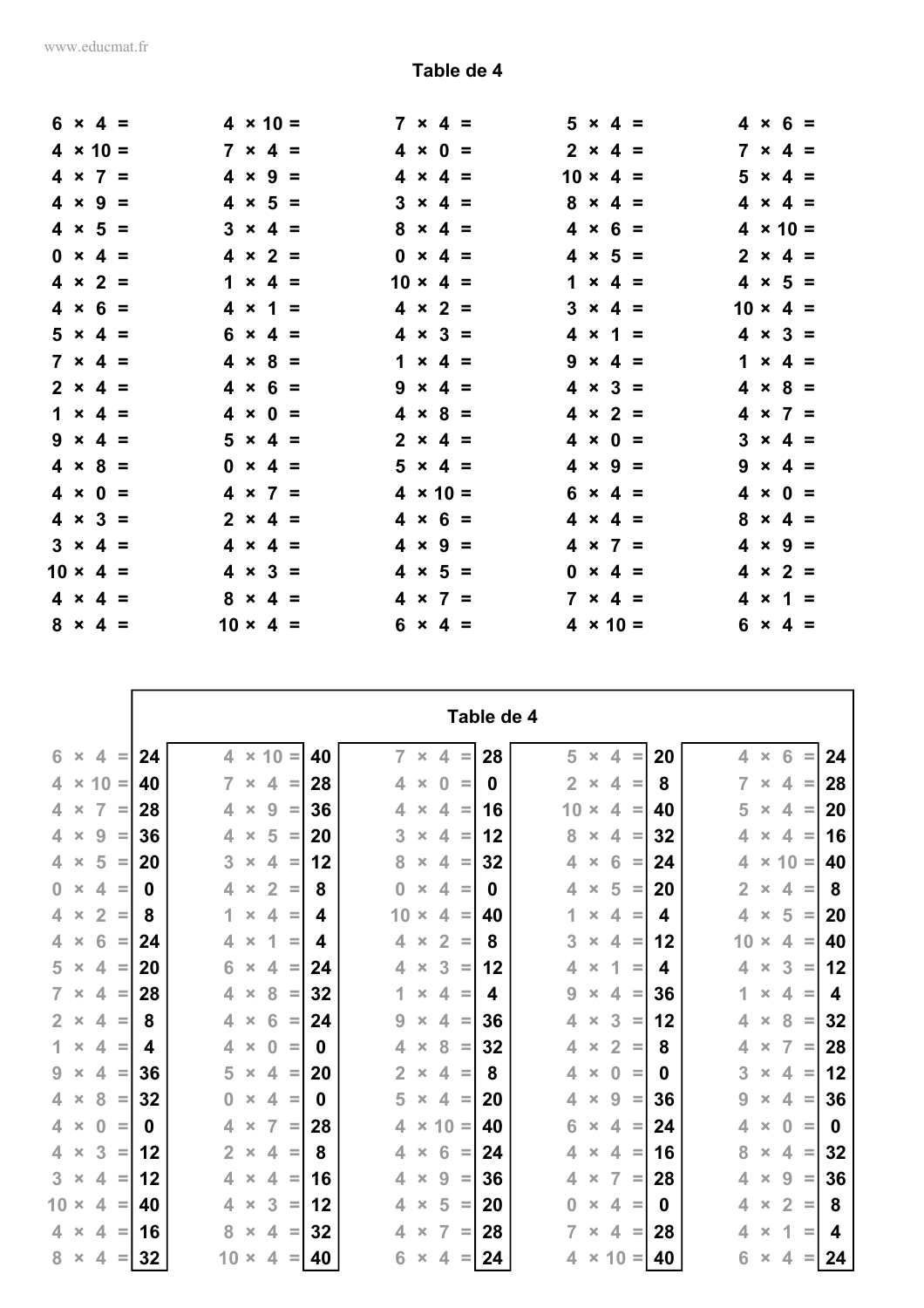## Table de 4

| | | | | |
|---|---|---|---|---|
| 6 × 4 = | 4 × 10 = | 7 × 4 = | 5 × 4 = | 4 × 6 = |
| 4 × 10 = | 7 × 4 = | 4 × 0 = | 2 × 4 = | 7 × 4 = |
| 4 × 7 = | 4 × 9 = | 4 × 4 = | 10 × 4 = | 5 × 4 = |
| 4 × 9 = | 4 × 5 = | 3 × 4 = | 8 × 4 = | 4 × 4 = |
| 4 × 5 = | 3 × 4 = | 8 × 4 = | 4 × 6 = | 4 × 10 = |
| 0 × 4 = | 4 × 2 = | 0 × 4 = | 4 × 5 = | 2 × 4 = |
| 4 × 2 = | 1 × 4 = | 10 × 4 = | 1 × 4 = | 4 × 5 = |
| 4 × 6 = | 4 × 1 = | 4 × 2 = | 3 × 4 = | 10 × 4 = |
| 5 × 4 = | 6 × 4 = | 4 × 3 = | 4 × 1 = | 4 × 3 = |
| 7 × 4 = | 4 × 8 = | 1 × 4 = | 9 × 4 = | 1 × 4 = |
| 2 × 4 = | 4 × 6 = | 9 × 4 = | 4 × 3 = | 4 × 8 = |
| 1 × 4 = | 4 × 0 = | 4 × 8 = | 4 × 2 = | 4 × 7 = |
| 9 × 4 = | 5 × 4 = | 2 × 4 = | 4 × 0 = | 3 × 4 = |
| 4 × 8 = | 0 × 4 = | 5 × 4 = | 4 × 9 = | 9 × 4 = |
| 4 × 0 = | 4 × 7 = | 4 × 10 = | 6 × 4 = | 4 × 0 = |
| 4 × 3 = | 2 × 4 = | 4 × 6 = | 4 × 4 = | 8 × 4 = |
| 3 × 4 = | 4 × 4 = | 4 × 9 = | 4 × 7 = | 4 × 9 = |
| 10 × 4 = | 4 × 3 = | 4 × 5 = | 0 × 4 = | 4 × 2 = |
| 4 × 4 = | 8 × 4 = | 4 × 7 = | 7 × 4 = | 4 × 1 = |
| 8 × 4 = | 10 × 4 = | 6 × 4 = | 4 × 10 = | 6 × 4 = |

## Table de 4

| | | | | | | | | | |
|---|---|---|---|---|---|---|---|---|---|
| 6 × 4 = | 24 | 4 × 10 = | 40 | 7 × 4 = | 28 | 5 × 4 = | 20 | 4 × 6 = | 24 |
| 4 × 10 = | 40 | 7 × 4 = | 28 | 4 × 0 = | 0 | 2 × 4 = | 8 | 7 × 4 = | 28 |
| 4 × 7 = | 28 | 4 × 9 = | 36 | 4 × 4 = | 16 | 10 × 4 = | 40 | 5 × 4 = | 20 |
| 4 × 9 = | 36 | 4 × 5 = | 20 | 3 × 4 = | 12 | 8 × 4 = | 32 | 4 × 4 = | 16 |
| 4 × 5 = | 20 | 3 × 4 = | 12 | 8 × 4 = | 32 | 4 × 6 = | 24 | 4 × 10 = | 40 |
| 0 × 4 = | 0 | 4 × 2 = | 8 | 0 × 4 = | 0 | 4 × 5 = | 20 | 2 × 4 = | 8 |
| 4 × 2 = | 8 | 1 × 4 = | 4 | 10 × 4 = | 40 | 1 × 4 = | 4 | 4 × 5 = | 20 |
| 4 × 6 = | 24 | 4 × 1 = | 4 | 4 × 2 = | 8 | 3 × 4 = | 12 | 10 × 4 = | 40 |
| 5 × 4 = | 20 | 6 × 4 = | 24 | 4 × 3 = | 12 | 4 × 1 = | 4 | 4 × 3 = | 12 |
| 7 × 4 = | 28 | 4 × 8 = | 32 | 1 × 4 = | 4 | 9 × 4 = | 36 | 1 × 4 = | 4 |
| 2 × 4 = | 8 | 4 × 6 = | 24 | 9 × 4 = | 36 | 4 × 3 = | 12 | 4 × 8 = | 32 |
| 1 × 4 = | 4 | 4 × 0 = | 0 | 4 × 8 = | 32 | 4 × 2 = | 8 | 4 × 7 = | 28 |
| 9 × 4 = | 36 | 5 × 4 = | 20 | 2 × 4 = | 8 | 4 × 0 = | 0 | 3 × 4 = | 12 |
| 4 × 8 = | 32 | 0 × 4 = | 0 | 5 × 4 = | 20 | 4 × 9 = | 36 | 9 × 4 = | 36 |
| 4 × 0 = | 0 | 4 × 7 = | 28 | 4 × 10 = | 40 | 6 × 4 = | 24 | 4 × 0 = | 0 |
| 4 × 3 = | 12 | 2 × 4 = | 8 | 4 × 6 = | 24 | 4 × 4 = | 16 | 8 × 4 = | 32 |
| 3 × 4 = | 12 | 4 × 4 = | 16 | 4 × 9 = | 36 | 4 × 7 = | 28 | 4 × 9 = | 36 |
| 10 × 4 = | 40 | 4 × 3 = | 12 | 4 × 5 = | 20 | 0 × 4 = | 0 | 4 × 2 = | 8 |
| 4 × 4 = | 16 | 8 × 4 = | 32 | 4 × 7 = | 28 | 7 × 4 = | 28 | 4 × 1 = | 4 |
| 8 × 4 = | 32 | 10 × 4 = | 40 | 6 × 4 = | 24 | 4 × 10 = | 40 | 6 × 4 = | 24 |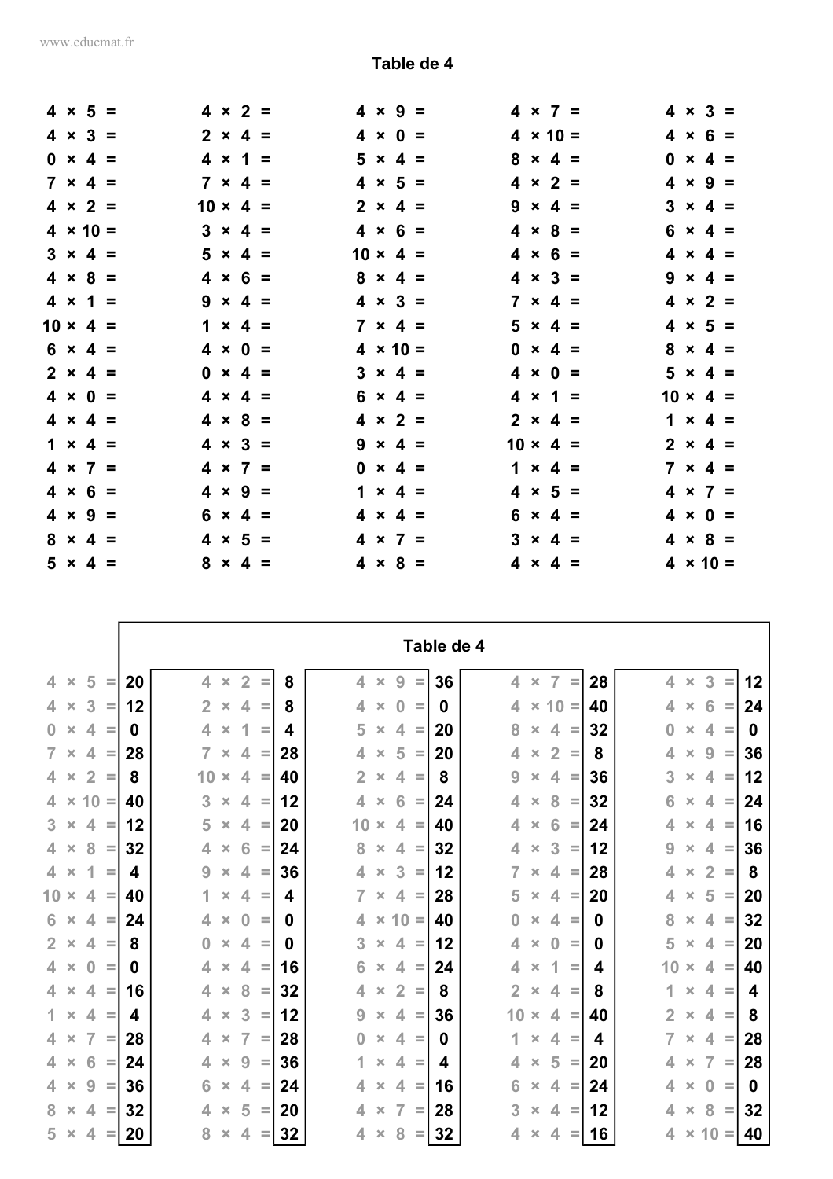# Table de 4

| | | | | |
|---|---|---|---|---|
| 4 × 5 = | 4 × 2 = | 4 × 9 = | 4 × 7 = | 4 × 3 = |
| 4 × 3 = | 2 × 4 = | 4 × 0 = | 4 × 10 = | 4 × 6 = |
| 0 × 4 = | 4 × 1 = | 5 × 4 = | 8 × 4 = | 0 × 4 = |
| 7 × 4 = | 7 × 4 = | 4 × 5 = | 4 × 2 = | 4 × 9 = |
| 4 × 2 = | 10 × 4 = | 2 × 4 = | 9 × 4 = | 3 × 4 = |
| 4 × 10 = | 3 × 4 = | 4 × 6 = | 4 × 8 = | 6 × 4 = |
| 3 × 4 = | 5 × 4 = | 10 × 4 = | 4 × 6 = | 4 × 4 = |
| 4 × 8 = | 4 × 6 = | 8 × 4 = | 4 × 3 = | 9 × 4 = |
| 4 × 1 = | 9 × 4 = | 4 × 3 = | 7 × 4 = | 4 × 2 = |
| 10 × 4 = | 1 × 4 = | 7 × 4 = | 5 × 4 = | 4 × 5 = |
| 6 × 4 = | 4 × 0 = | 4 × 10 = | 0 × 4 = | 8 × 4 = |
| 2 × 4 = | 0 × 4 = | 3 × 4 = | 4 × 0 = | 5 × 4 = |
| 4 × 0 = | 4 × 4 = | 6 × 4 = | 4 × 1 = | 10 × 4 = |
| 4 × 4 = | 4 × 8 = | 4 × 2 = | 2 × 4 = | 1 × 4 = |
| 1 × 4 = | 4 × 3 = | 9 × 4 = | 10 × 4 = | 2 × 4 = |
| 4 × 7 = | 4 × 7 = | 0 × 4 = | 1 × 4 = | 7 × 4 = |
| 4 × 6 = | 4 × 9 = | 1 × 4 = | 4 × 5 = | 4 × 7 = |
| 4 × 9 = | 6 × 4 = | 4 × 4 = | 6 × 4 = | 4 × 0 = |
| 8 × 4 = | 4 × 5 = | 4 × 7 = | 3 × 4 = | 4 × 8 = |
| 5 × 4 = | 8 × 4 = | 4 × 8 = | 4 × 4 = | 4 × 10 = |

## Table de 4

| | | | | | | | | | |
|---|---|---|---|---|---|---|---|---|---|
| 4 × 5 = | 20 | 4 × 2 = | 8 | 4 × 9 = | 36 | 4 × 7 = | 28 | 4 × 3 = | 12 |
| 4 × 3 = | 12 | 2 × 4 = | 8 | 4 × 0 = | 0 | 4 × 10 = | 40 | 4 × 6 = | 24 |
| 0 × 4 = | 0 | 4 × 1 = | 4 | 5 × 4 = | 20 | 8 × 4 = | 32 | 0 × 4 = | 0 |
| 7 × 4 = | 28 | 7 × 4 = | 28 | 4 × 5 = | 20 | 4 × 2 = | 8 | 4 × 9 = | 36 |
| 4 × 2 = | 8 | 10 × 4 = | 40 | 2 × 4 = | 8 | 9 × 4 = | 36 | 3 × 4 = | 12 |
| 4 × 10 = | 40 | 3 × 4 = | 12 | 4 × 6 = | 24 | 4 × 8 = | 32 | 6 × 4 = | 24 |
| 3 × 4 = | 12 | 5 × 4 = | 20 | 10 × 4 = | 40 | 4 × 6 = | 24 | 4 × 4 = | 16 |
| 4 × 8 = | 32 | 4 × 6 = | 24 | 8 × 4 = | 32 | 4 × 3 = | 12 | 9 × 4 = | 36 |
| 4 × 1 = | 4 | 9 × 4 = | 36 | 4 × 3 = | 12 | 7 × 4 = | 28 | 4 × 2 = | 8 |
| 10 × 4 = | 40 | 1 × 4 = | 4 | 7 × 4 = | 28 | 5 × 4 = | 20 | 4 × 5 = | 20 |
| 6 × 4 = | 24 | 4 × 0 = | 0 | 4 × 10 = | 40 | 0 × 4 = | 0 | 8 × 4 = | 32 |
| 2 × 4 = | 8 | 0 × 4 = | 0 | 3 × 4 = | 12 | 4 × 0 = | 0 | 5 × 4 = | 20 |
| 4 × 0 = | 0 | 4 × 4 = | 16 | 6 × 4 = | 24 | 4 × 1 = | 4 | 10 × 4 = | 40 |
| 4 × 4 = | 16 | 4 × 8 = | 32 | 4 × 2 = | 8 | 2 × 4 = | 8 | 1 × 4 = | 4 |
| 1 × 4 = | 4 | 4 × 3 = | 12 | 9 × 4 = | 36 | 10 × 4 = | 40 | 2 × 4 = | 8 |
| 4 × 7 = | 28 | 4 × 7 = | 28 | 0 × 4 = | 0 | 1 × 4 = | 4 | 7 × 4 = | 28 |
| 4 × 6 = | 24 | 4 × 9 = | 36 | 1 × 4 = | 4 | 4 × 5 = | 20 | 4 × 7 = | 28 |
| 4 × 9 = | 36 | 6 × 4 = | 24 | 4 × 4 = | 16 | 6 × 4 = | 24 | 4 × 0 = | 0 |
| 8 × 4 = | 32 | 4 × 5 = | 20 | 4 × 7 = | 28 | 3 × 4 = | 12 | 4 × 8 = | 32 |
| 5 × 4 = | 20 | 8 × 4 = | 32 | 4 × 8 = | 32 | 4 × 4 = | 16 | 4 × 10 = | 40 |